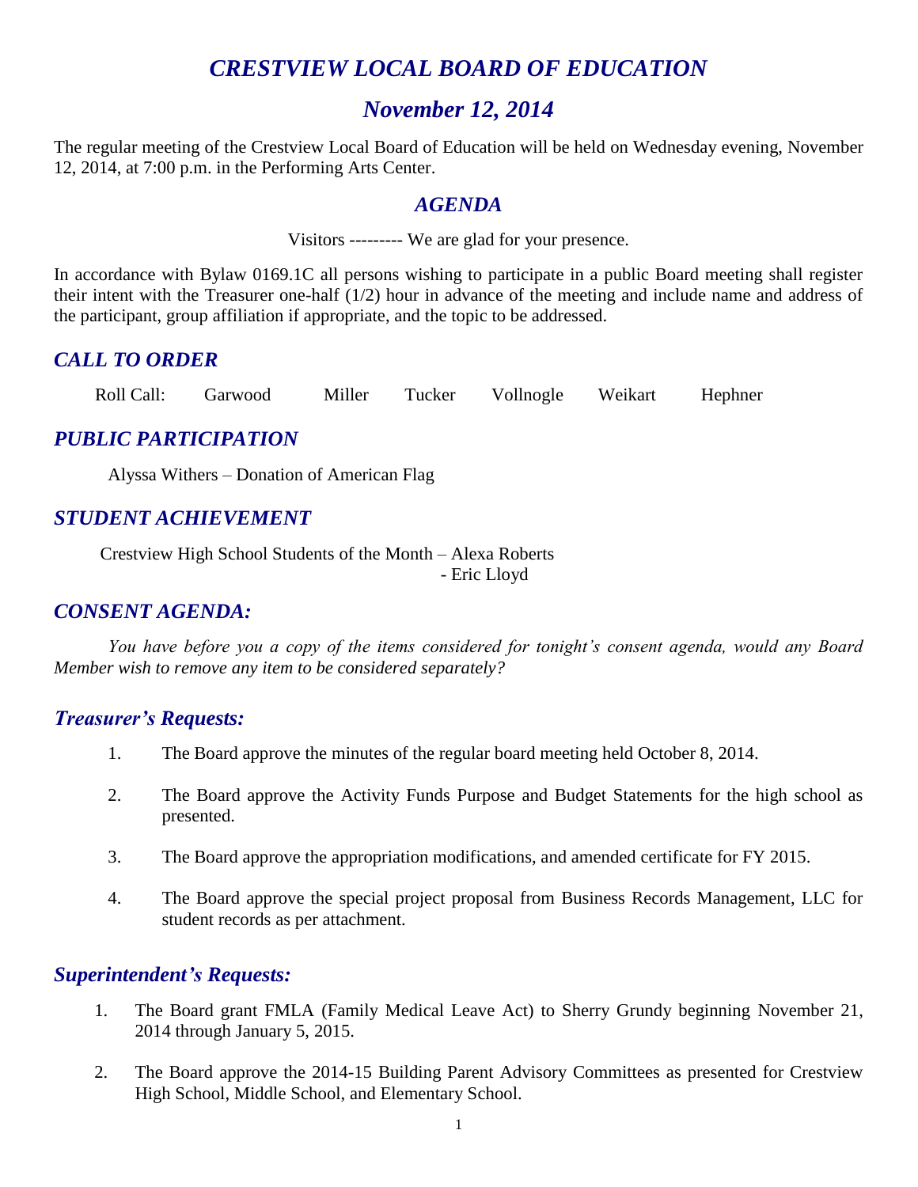# *CRESTVIEW LOCAL BOARD OF EDUCATION*

## *November 12, 2014*

The regular meeting of the Crestview Local Board of Education will be held on Wednesday evening, November 12, 2014, at 7:00 p.m. in the Performing Arts Center.

### *AGENDA*

Visitors --------- We are glad for your presence.

In accordance with Bylaw 0169.1C all persons wishing to participate in a public Board meeting shall register their intent with the Treasurer one-half (1/2) hour in advance of the meeting and include name and address of the participant, group affiliation if appropriate, and the topic to be addressed.

### *CALL TO ORDER*

Roll Call: Garwood Miller Tucker Vollnogle Weikart Hephner

### *PUBLIC PARTICIPATION*

Alyssa Withers – Donation of American Flag

### *STUDENT ACHIEVEMENT*

Crestview High School Students of the Month – Alexa Roberts
- Eric Lloyd

### *CONSENT AGENDA:*

*You have before you a copy of the items considered for tonight's consent agenda, would any Board Member wish to remove any item to be considered separately?*

### *Treasurer's Requests:*

1. The Board approve the minutes of the regular board meeting held October 8, 2014.
2. The Board approve the Activity Funds Purpose and Budget Statements for the high school as presented.
3. The Board approve the appropriation modifications, and amended certificate for FY 2015.
4. The Board approve the special project proposal from Business Records Management, LLC for student records as per attachment.

### *Superintendent's Requests:*

1. The Board grant FMLA (Family Medical Leave Act) to Sherry Grundy beginning November 21, 2014 through January 5, 2015.
2. The Board approve the 2014-15 Building Parent Advisory Committees as presented for Crestview High School, Middle School, and Elementary School.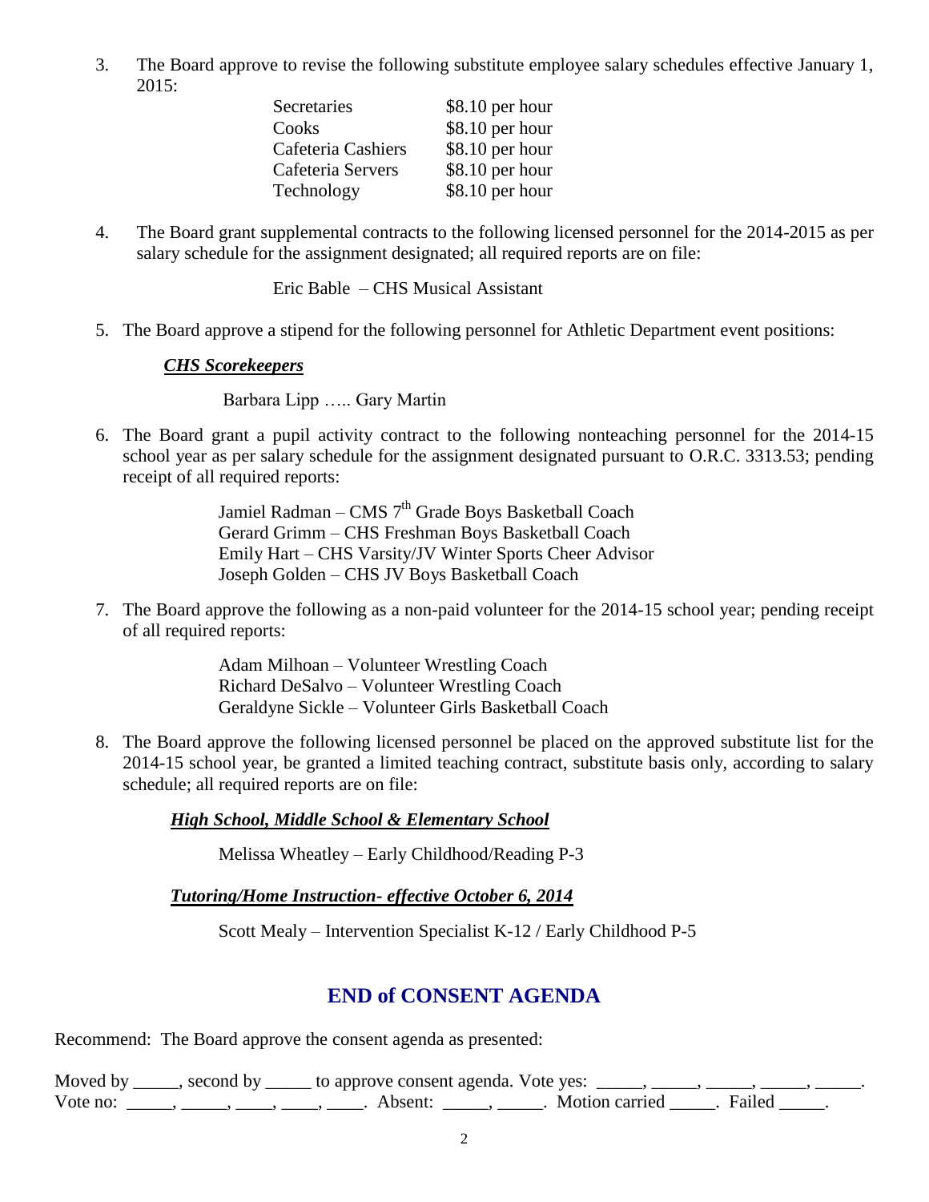3. The Board approve to revise the following substitute employee salary schedules effective January 1, 2015:

| | |
|---|---|
| Secretaries | $8.10 per hour |
| Cooks | $8.10 per hour |
| Cafeteria Cashiers | $8.10 per hour |
| Cafeteria Servers | $8.10 per hour |
| Technology | $8.10 per hour |

4. The Board grant supplemental contracts to the following licensed personnel for the 2014-2015 as per salary schedule for the assignment designated; all required reports are on file:

   Eric Bable – CHS Musical Assistant

5. The Board approve a stipend for the following personnel for Athletic Department event positions:

   ***CHS Scorekeepers***

   Barbara Lipp ….. Gary Martin

6. The Board grant a pupil activity contract to the following nonteaching personnel for the 2014-15 school year as per salary schedule for the assignment designated pursuant to O.R.C. 3313.53; pending receipt of all required reports:

   Jamiel Radman – CMS 7th Grade Boys Basketball Coach
   Gerard Grimm – CHS Freshman Boys Basketball Coach
   Emily Hart – CHS Varsity/JV Winter Sports Cheer Advisor
   Joseph Golden – CHS JV Boys Basketball Coach

7. The Board approve the following as a non-paid volunteer for the 2014-15 school year; pending receipt of all required reports:

   Adam Milhoan – Volunteer Wrestling Coach
   Richard DeSalvo – Volunteer Wrestling Coach
   Geraldyne Sickle – Volunteer Girls Basketball Coach

8. The Board approve the following licensed personnel be placed on the approved substitute list for the 2014-15 school year, be granted a limited teaching contract, substitute basis only, according to salary schedule; all required reports are on file:

   ***High School, Middle School & Elementary School***

   Melissa Wheatley – Early Childhood/Reading P-3

   ***Tutoring/Home Instruction- effective October 6, 2014***

   Scott Mealy – Intervention Specialist K-12 / Early Childhood P-5

## END of CONSENT AGENDA

Recommend: The Board approve the consent agenda as presented:

Moved by _____, second by _____ to approve consent agenda. Vote yes: _____, _____, _____, _____, _____.
Vote no: _____, _____, ____, ____, ____. Absent: _____, _____. Motion carried _____. Failed _____.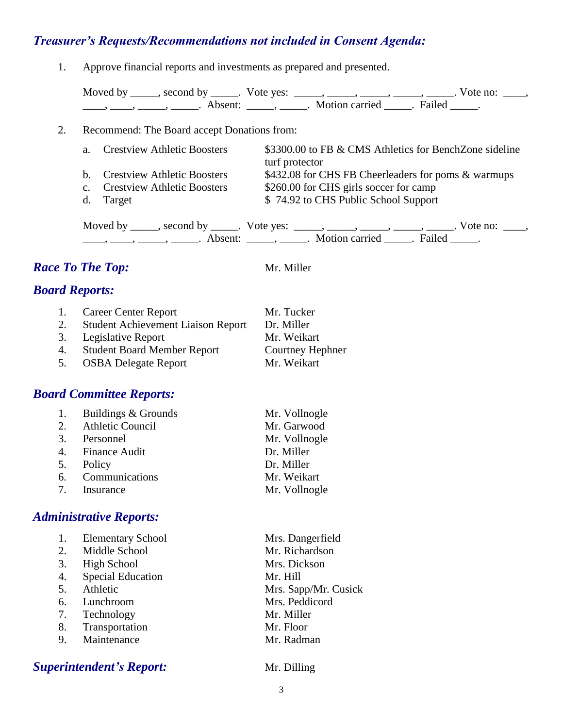## *Treasurer's Requests/Recommendations not included in Consent Agenda:*

1. Approve financial reports and investments as prepared and presented.

   Moved by _____, second by _____. Vote yes: _____, _____, _____, _____, _____. Vote no: ____, ____, ____, _____, _____. Absent: _____, _____. Motion carried _____. Failed _____.

2. Recommend: The Board accept Donations from:

   | | | |
   |---|---|---|
   | a. | Crestview Athletic Boosters | $3300.00 to FB & CMS Athletics for BenchZone sideline turf protector |
   | b. | Crestview Athletic Boosters | $432.08 for CHS FB Cheerleaders for poms & warmups |
   | c. | Crestview Athletic Boosters | $260.00 for CHS girls soccer for camp |
   | d. | Target | $ 74.92 to CHS Public School Support |

   Moved by _____, second by _____. Vote yes: _____, _____, _____, _____, _____. Vote no: ____, ____, ____, _____, _____. Absent: _____, _____. Motion carried _____. Failed _____.

## *Race To The Top:* Mr. Miller

## *Board Reports:*

| | | |
|---|---|---|
| 1. | Career Center Report | Mr. Tucker |
| 2. | Student Achievement Liaison Report | Dr. Miller |
| 3. | Legislative Report | Mr. Weikart |
| 4. | Student Board Member Report | Courtney Hephner |
| 5. | OSBA Delegate Report | Mr. Weikart |

## *Board Committee Reports:*

| | | |
|---|---|---|
| 1. | Buildings & Grounds | Mr. Vollnogle |
| 2. | Athletic Council | Mr. Garwood |
| 3. | Personnel | Mr. Vollnogle |
| 4. | Finance Audit | Dr. Miller |
| 5. | Policy | Dr. Miller |
| 6. | Communications | Mr. Weikart |
| 7. | Insurance | Mr. Vollnogle |

## *Administrative Reports:*

| | | |
|---|---|---|
| 1. | Elementary School | Mrs. Dangerfield |
| 2. | Middle School | Mr. Richardson |
| 3. | High School | Mrs. Dickson |
| 4. | Special Education | Mr. Hill |
| 5. | Athletic | Mrs. Sapp/Mr. Cusick |
| 6. | Lunchroom | Mrs. Peddicord |
| 7. | Technology | Mr. Miller |
| 8. | Transportation | Mr. Floor |
| 9. | Maintenance | Mr. Radman |

## *Superintendent's Report:* Mr. Dilling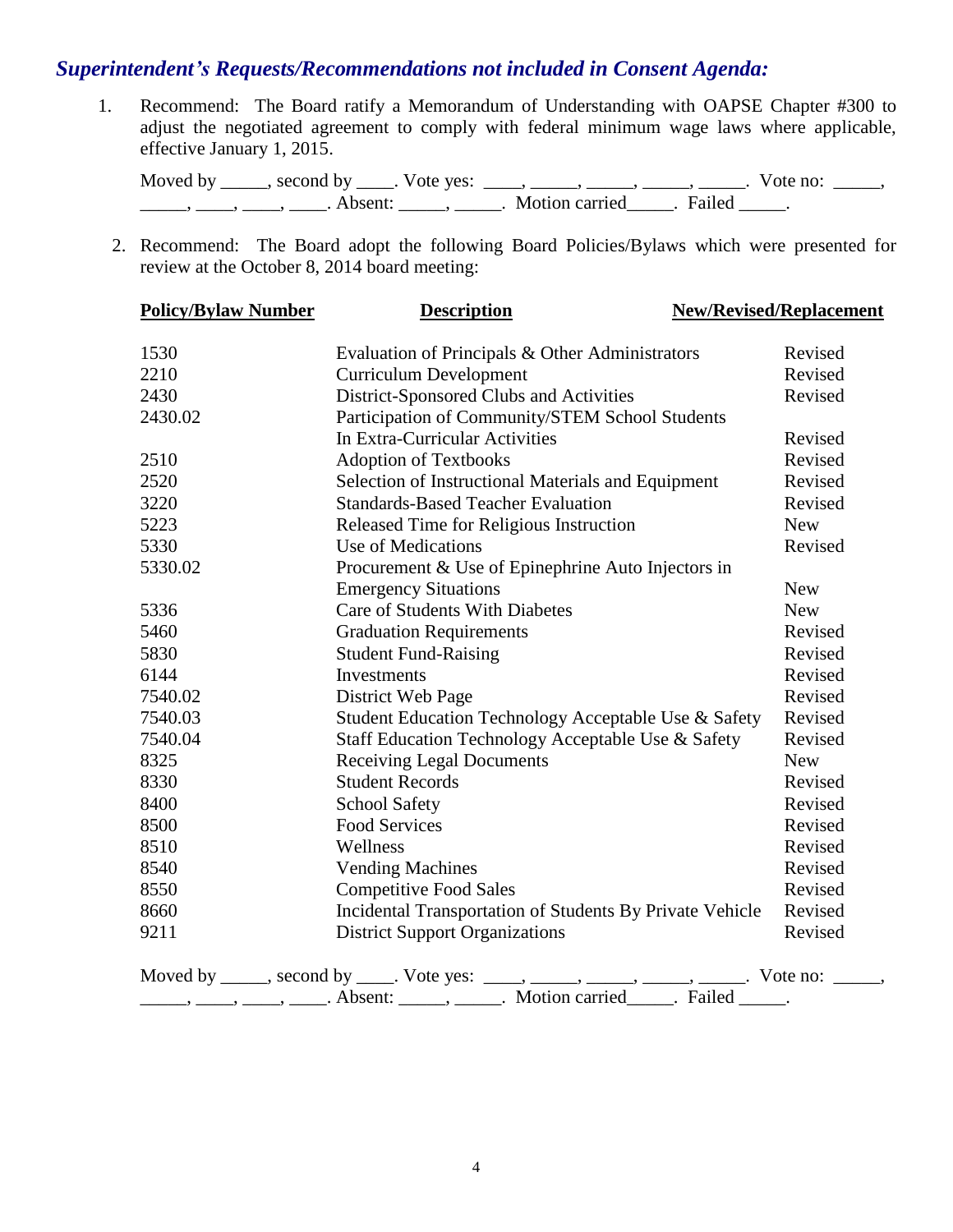## *Superintendent's Requests/Recommendations not included in Consent Agenda:*

1. Recommend: The Board ratify a Memorandum of Understanding with OAPSE Chapter #300 to adjust the negotiated agreement to comply with federal minimum wage laws where applicable, effective January 1, 2015.

   Moved by _____, second by ____. Vote yes: ____, _____, _____, _____, _____. Vote no: _____, _____, ____, ____, ____. Absent: _____, _____. Motion carried_____. Failed _____.

2. Recommend: The Board adopt the following Board Policies/Bylaws which were presented for review at the October 8, 2014 board meeting:

| Policy/Bylaw Number | Description | New/Revised/Replacement |
|---|---|---|
| 1530 | Evaluation of Principals & Other Administrators | Revised |
| 2210 | Curriculum Development | Revised |
| 2430 | District-Sponsored Clubs and Activities | Revised |
| 2430.02 | Participation of Community/STEM School Students In Extra-Curricular Activities | Revised |
| 2510 | Adoption of Textbooks | Revised |
| 2520 | Selection of Instructional Materials and Equipment | Revised |
| 3220 | Standards-Based Teacher Evaluation | Revised |
| 5223 | Released Time for Religious Instruction | New |
| 5330 | Use of Medications | Revised |
| 5330.02 | Procurement & Use of Epinephrine Auto Injectors in Emergency Situations | New |
| 5336 | Care of Students With Diabetes | New |
| 5460 | Graduation Requirements | Revised |
| 5830 | Student Fund-Raising | Revised |
| 6144 | Investments | Revised |
| 7540.02 | District Web Page | Revised |
| 7540.03 | Student Education Technology Acceptable Use & Safety | Revised |
| 7540.04 | Staff Education Technology Acceptable Use & Safety | Revised |
| 8325 | Receiving Legal Documents | New |
| 8330 | Student Records | Revised |
| 8400 | School Safety | Revised |
| 8500 | Food Services | Revised |
| 8510 | Wellness | Revised |
| 8540 | Vending Machines | Revised |
| 8550 | Competitive Food Sales | Revised |
| 8660 | Incidental Transportation of Students By Private Vehicle | Revised |
| 9211 | District Support Organizations | Revised |

   Moved by _____, second by ____. Vote yes: ____, _____, _____, _____, _____. Vote no: _____, _____, ____, ____, ____. Absent: _____, _____. Motion carried_____. Failed _____.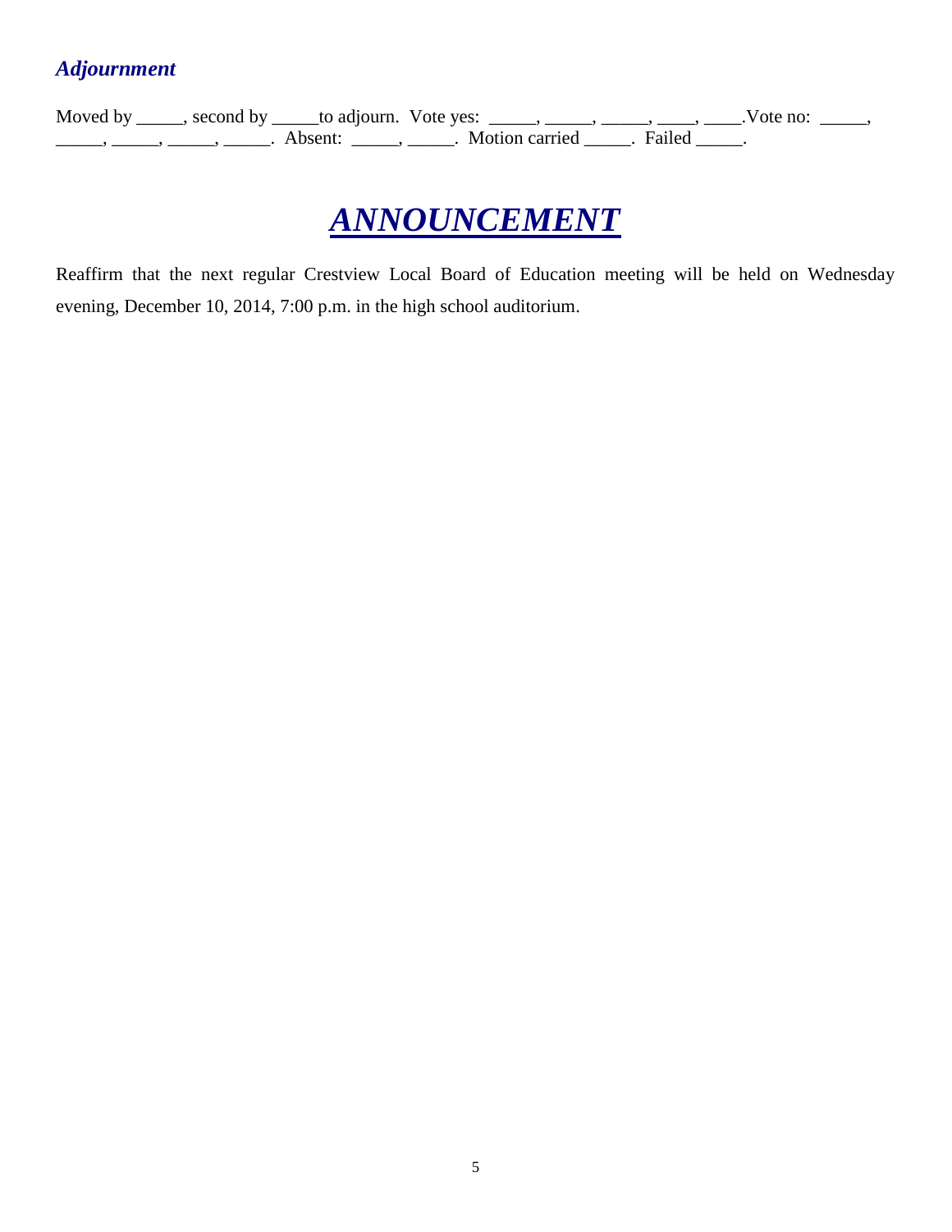### *Adjournment*

Moved by _____, second by _____to adjourn. Vote yes: _____, _____, _____, ____, ____.Vote no: _____, _____, _____, _____, _____. Absent: _____, _____. Motion carried _____. Failed _____.

# *ANNOUNCEMENT*

Reaffirm that the next regular Crestview Local Board of Education meeting will be held on Wednesday evening, December 10, 2014, 7:00 p.m. in the high school auditorium.